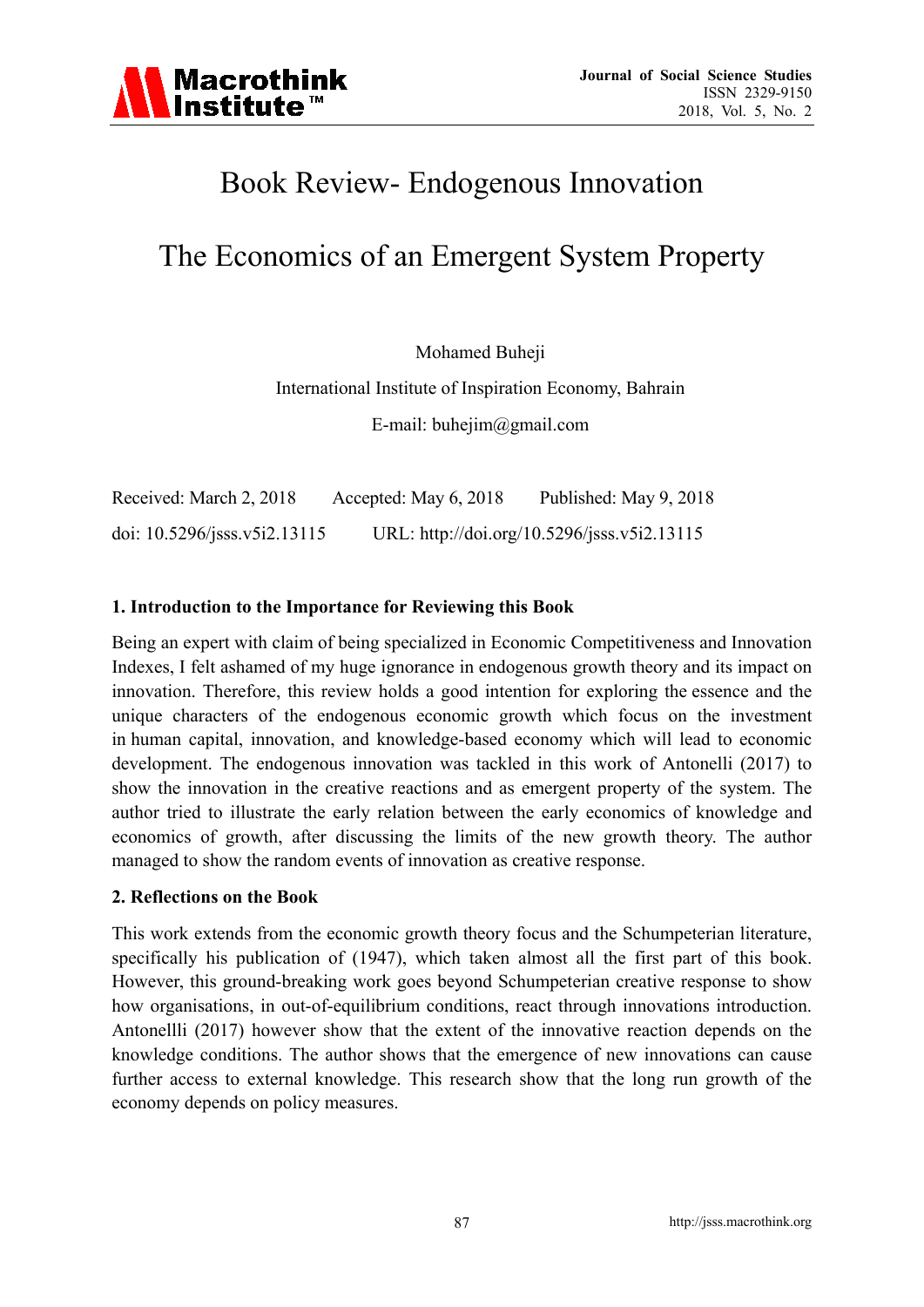# Book Review- Endogenous Innovation

# The Economics of an Emergent System Property

Mohamed Buheji

International Institute of Inspiration Economy, Bahrain

E-mail: buhejim@gmail.com

Received: March 2, 2018 Accepted: May 6, 2018 Published: May 9, 2018

doi: 10.5296/jsss.v5i2.13115 URL: http://doi.org/10.5296/jsss.v5i2.13115

## 1. Introduction to the Importance for Reviewing this Book

Being an expert with claim of being specialized in Economic Competitiveness and Innovation Indexes, I felt ashamed of my huge ignorance in endogenous growth theory and its impact on innovation. Therefore, this review holds a good intention for exploring the essence and the unique characters of the endogenous economic growth which focus on the investment in human capital, innovation, and knowledge-based economy which will lead to economic development. The endogenous innovation was tackled in this work of Antonelli (2017) to show the innovation in the creative reactions and as emergent property of the system. The author tried to illustrate the early relation between the early economics of knowledge and economics of growth, after discussing the limits of the new growth theory. The author managed to show the random events of innovation as creative response.

## 2. Reflections on the Book

This work extends from the economic growth theory focus and the Schumpeterian literature, specifically his publication of (1947), which taken almost all the first part of this book. However, this ground-breaking work goes beyond Schumpeterian creative response to show how organisations, in out-of-equilibrium conditions, react through innovations introduction. Antonellli (2017) however show that the extent of the innovative reaction depends on the knowledge conditions. The author shows that the emergence of new innovations can cause further access to external knowledge. This research show that the long run growth of the economy depends on policy measures.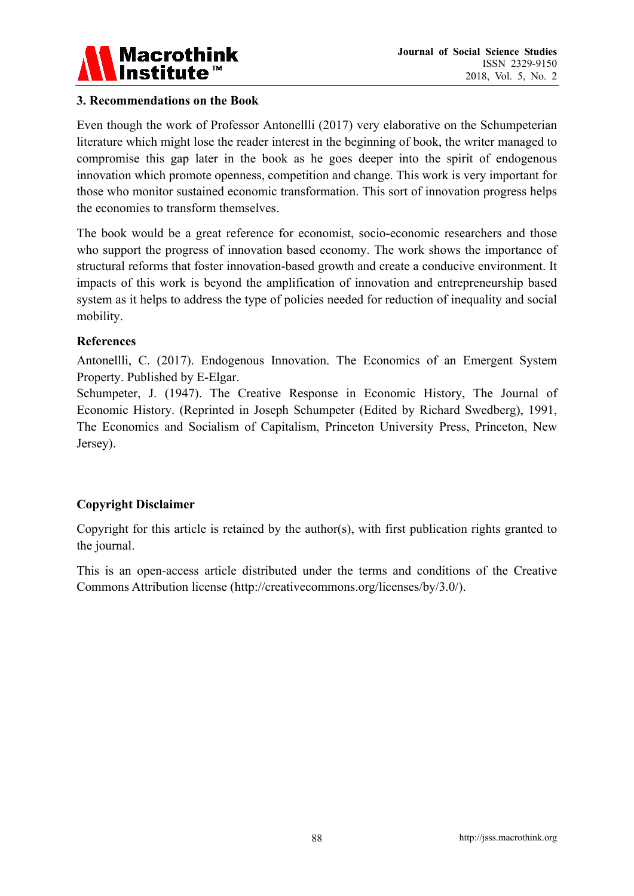### 3. Recommendations on the Book

Even though the work of Professor Antonellli (2017) very elaborative on the Schumpeterian literature which might lose the reader interest in the beginning of book, the writer managed to compromise this gap later in the book as he goes deeper into the spirit of endogenous innovation which promote openness, competition and change. This work is very important for those who monitor sustained economic transformation. This sort of innovation progress helps the economies to transform themselves.

The book would be a great reference for economist, socio-economic researchers and those who support the progress of innovation based economy. The work shows the importance of structural reforms that foster innovation-based growth and create a conducive environment. It impacts of this work is beyond the amplification of innovation and entrepreneurship based system as it helps to address the type of policies needed for reduction of inequality and social mobility.

### References

Antonellli, C. (2017). Endogenous Innovation. The Economics of an Emergent System Property. Published by E-Elgar.

Schumpeter, J. (1947). The Creative Response in Economic History, The Journal of Economic History. (Reprinted in Joseph Schumpeter (Edited by Richard Swedberg), 1991, The Economics and Socialism of Capitalism, Princeton University Press, Princeton, New Jersey).

### Copyright Disclaimer

Copyright for this article is retained by the author(s), with first publication rights granted to the journal.

This is an open-access article distributed under the terms and conditions of the Creative Commons Attribution license (http://creativecommons.org/licenses/by/3.0/).